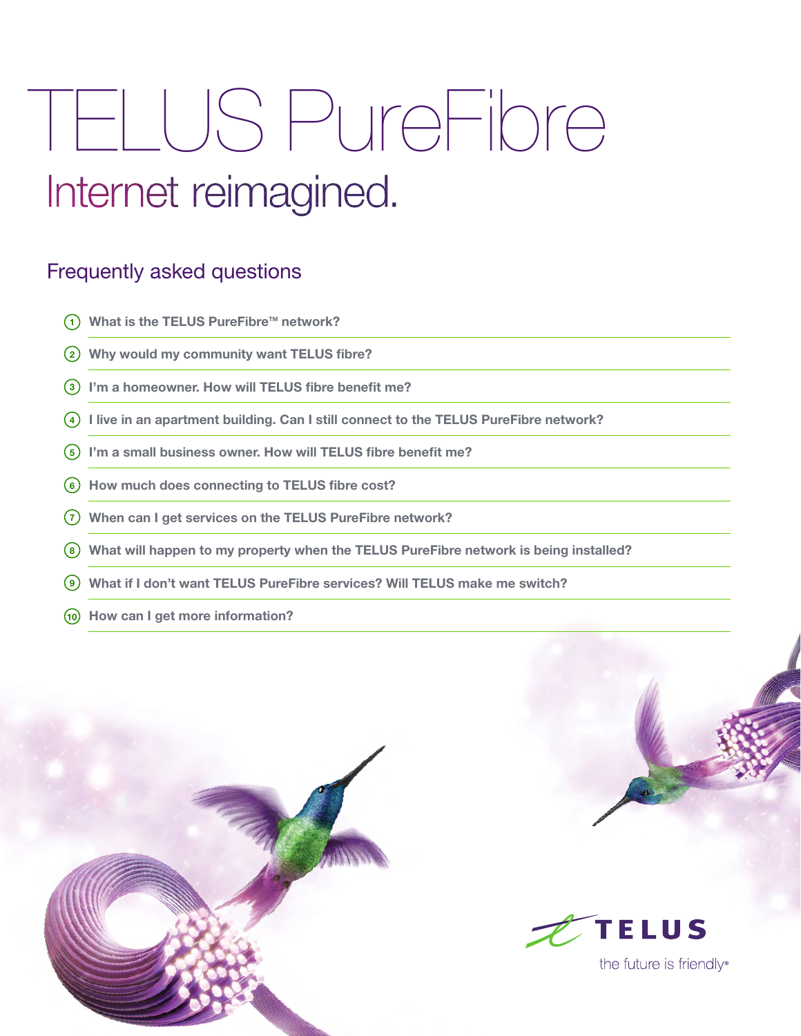# TELUS PureFibre

## Internet reimagined.

### Frequently asked questions

1. What is the TELUS PureFibre™ network?
2. Why would my community want TELUS fibre?
3. I'm a homeowner. How will TELUS fibre benefit me?
4. I live in an apartment building. Can I still connect to the TELUS PureFibre network?
5. I'm a small business owner. How will TELUS fibre benefit me?
6. How much does connecting to TELUS fibre cost?
7. When can I get services on the TELUS PureFibre network?
8. What will happen to my property when the TELUS PureFibre network is being installed?
9. What if I don't want TELUS PureFibre services? Will TELUS make me switch?
10. How can I get more information?

TELUS

the future is friendly®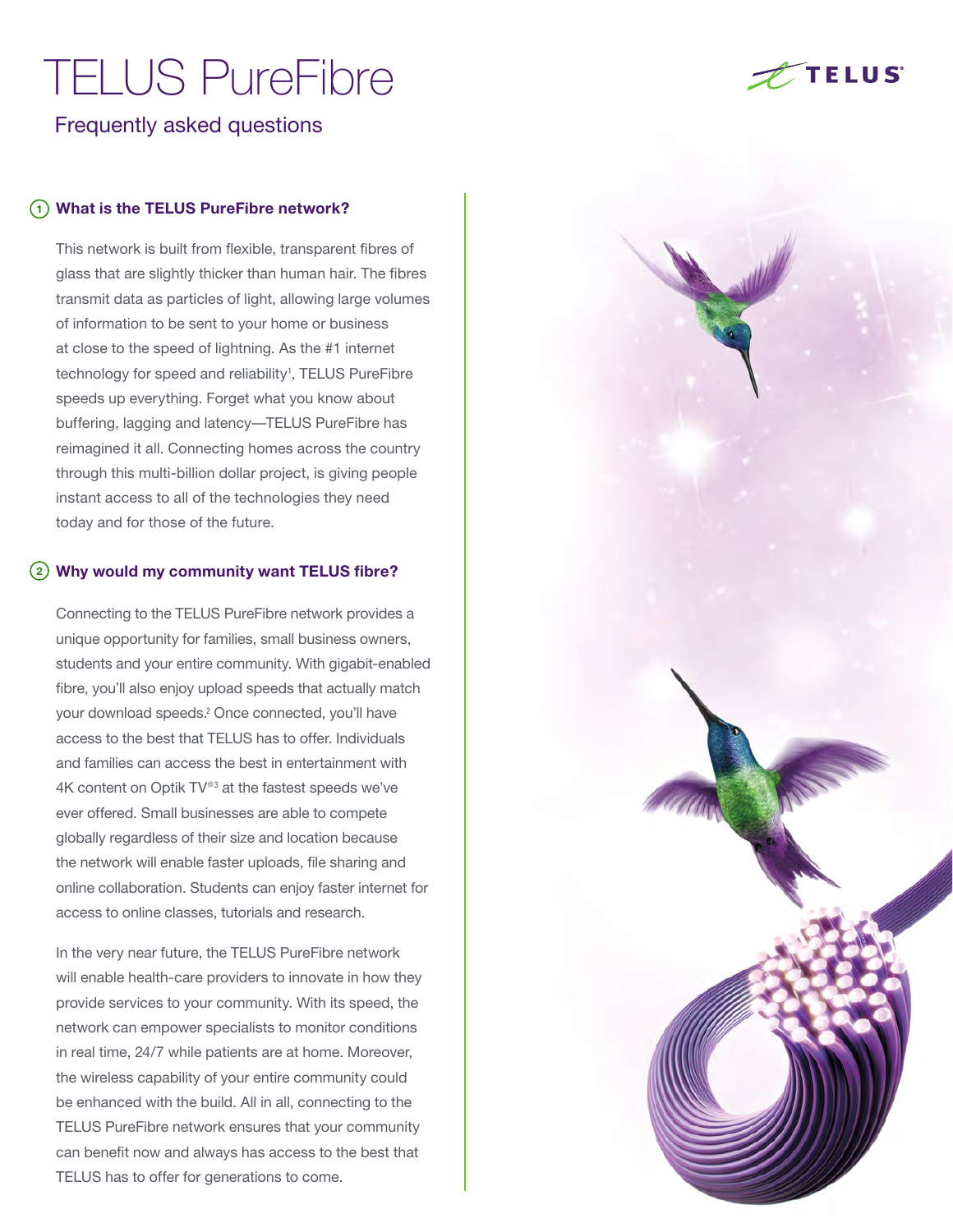# TELUS PureFibre

## Frequently asked questions

### 1 What is the TELUS PureFibre network?

This network is built from flexible, transparent fibres of glass that are slightly thicker than human hair. The fibres transmit data as particles of light, allowing large volumes of information to be sent to your home or business at close to the speed of lightning. As the #1 internet technology for speed and reliability[1], TELUS PureFibre speeds up everything. Forget what you know about buffering, lagging and latency—TELUS PureFibre has reimagined it all. Connecting homes across the country through this multi-billion dollar project, is giving people instant access to all of the technologies they need today and for those of the future.

### 2 Why would my community want TELUS fibre?

Connecting to the TELUS PureFibre network provides a unique opportunity for families, small business owners, students and your entire community. With gigabit-enabled fibre, you'll also enjoy upload speeds that actually match your download speeds.[2] Once connected, you'll have access to the best that TELUS has to offer. Individuals and families can access the best in entertainment with 4K content on Optik TV®[3] at the fastest speeds we've ever offered. Small businesses are able to compete globally regardless of their size and location because the network will enable faster uploads, file sharing and online collaboration. Students can enjoy faster internet for access to online classes, tutorials and research.

In the very near future, the TELUS PureFibre network will enable health-care providers to innovate in how they provide services to your community. With its speed, the network can empower specialists to monitor conditions in real time, 24/7 while patients are at home. Moreover, the wireless capability of your entire community could be enhanced with the build. All in all, connecting to the TELUS PureFibre network ensures that your community can benefit now and always has access to the best that TELUS has to offer for generations to come.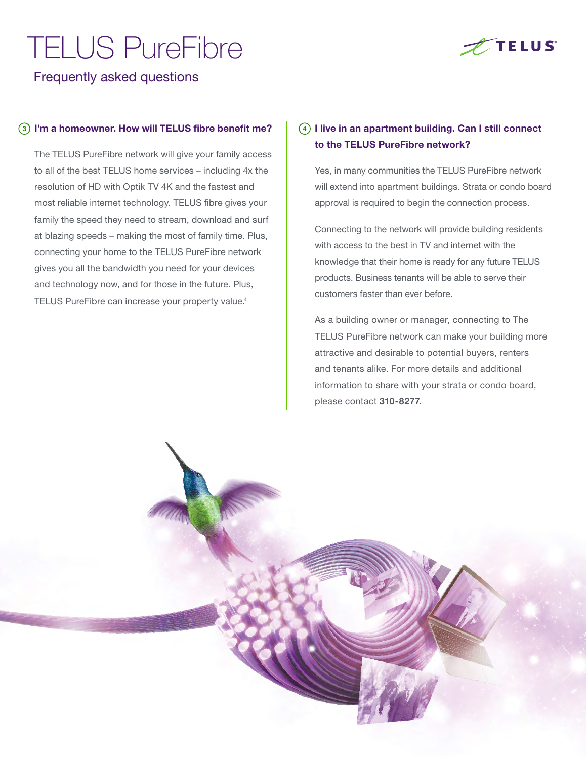# TELUS PureFibre

## Frequently asked questions

### 3 I'm a homeowner. How will TELUS fibre benefit me?

The TELUS PureFibre network will give your family access to all of the best TELUS home services – including 4x the resolution of HD with Optik TV 4K and the fastest and most reliable internet technology. TELUS fibre gives your family the speed they need to stream, download and surf at blazing speeds – making the most of family time. Plus, connecting your home to the TELUS PureFibre network gives you all the bandwidth you need for your devices and technology now, and for those in the future. Plus, TELUS PureFibre can increase your property value.[4]

### 4 I live in an apartment building. Can I still connect to the TELUS PureFibre network?

Yes, in many communities the TELUS PureFibre network will extend into apartment buildings. Strata or condo board approval is required to begin the connection process.

Connecting to the network will provide building residents with access to the best in TV and internet with the knowledge that their home is ready for any future TELUS products. Business tenants will be able to serve their customers faster than ever before.

As a building owner or manager, connecting to The TELUS PureFibre network can make your building more attractive and desirable to potential buyers, renters and tenants alike. For more details and additional information to share with your strata or condo board, please contact **310-8277**.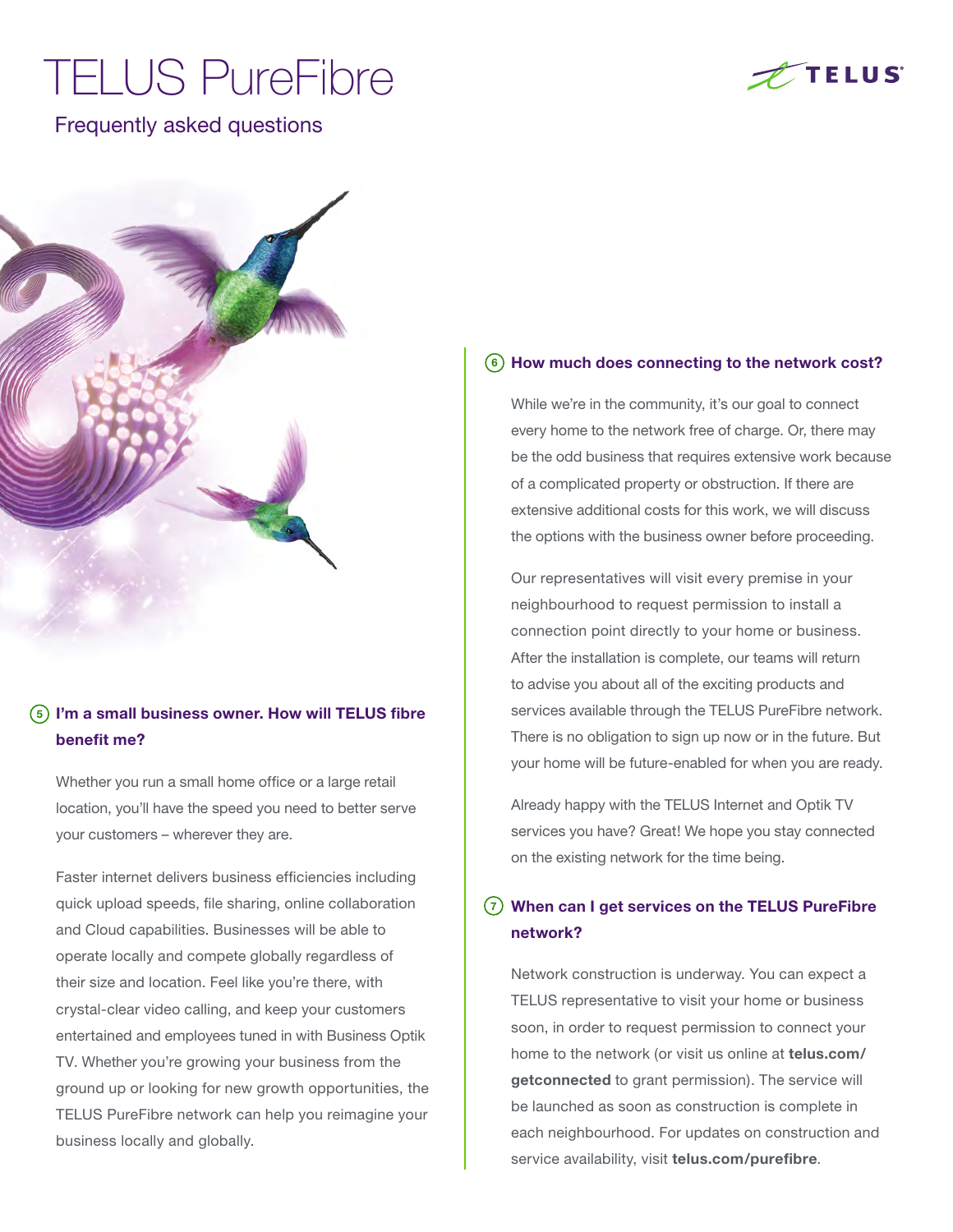# TELUS PureFibre

## Frequently asked questions

### 5 I'm a small business owner. How will TELUS fibre benefit me?

Whether you run a small home office or a large retail location, you'll have the speed you need to better serve your customers – wherever they are.

Faster internet delivers business efficiencies including quick upload speeds, file sharing, online collaboration and Cloud capabilities. Businesses will be able to operate locally and compete globally regardless of their size and location. Feel like you're there, with crystal-clear video calling, and keep your customers entertained and employees tuned in with Business Optik TV. Whether you're growing your business from the ground up or looking for new growth opportunities, the TELUS PureFibre network can help you reimagine your business locally and globally.

### 6 How much does connecting to the network cost?

While we're in the community, it's our goal to connect every home to the network free of charge. Or, there may be the odd business that requires extensive work because of a complicated property or obstruction. If there are extensive additional costs for this work, we will discuss the options with the business owner before proceeding.

Our representatives will visit every premise in your neighbourhood to request permission to install a connection point directly to your home or business. After the installation is complete, our teams will return to advise you about all of the exciting products and services available through the TELUS PureFibre network. There is no obligation to sign up now or in the future. But your home will be future-enabled for when you are ready.

Already happy with the TELUS Internet and Optik TV services you have? Great! We hope you stay connected on the existing network for the time being.

### 7 When can I get services on the TELUS PureFibre network?

Network construction is underway. You can expect a TELUS representative to visit your home or business soon, in order to request permission to connect your home to the network (or visit us online at **telus.com/getconnected** to grant permission). The service will be launched as soon as construction is complete in each neighbourhood. For updates on construction and service availability, visit **telus.com/purefibre**.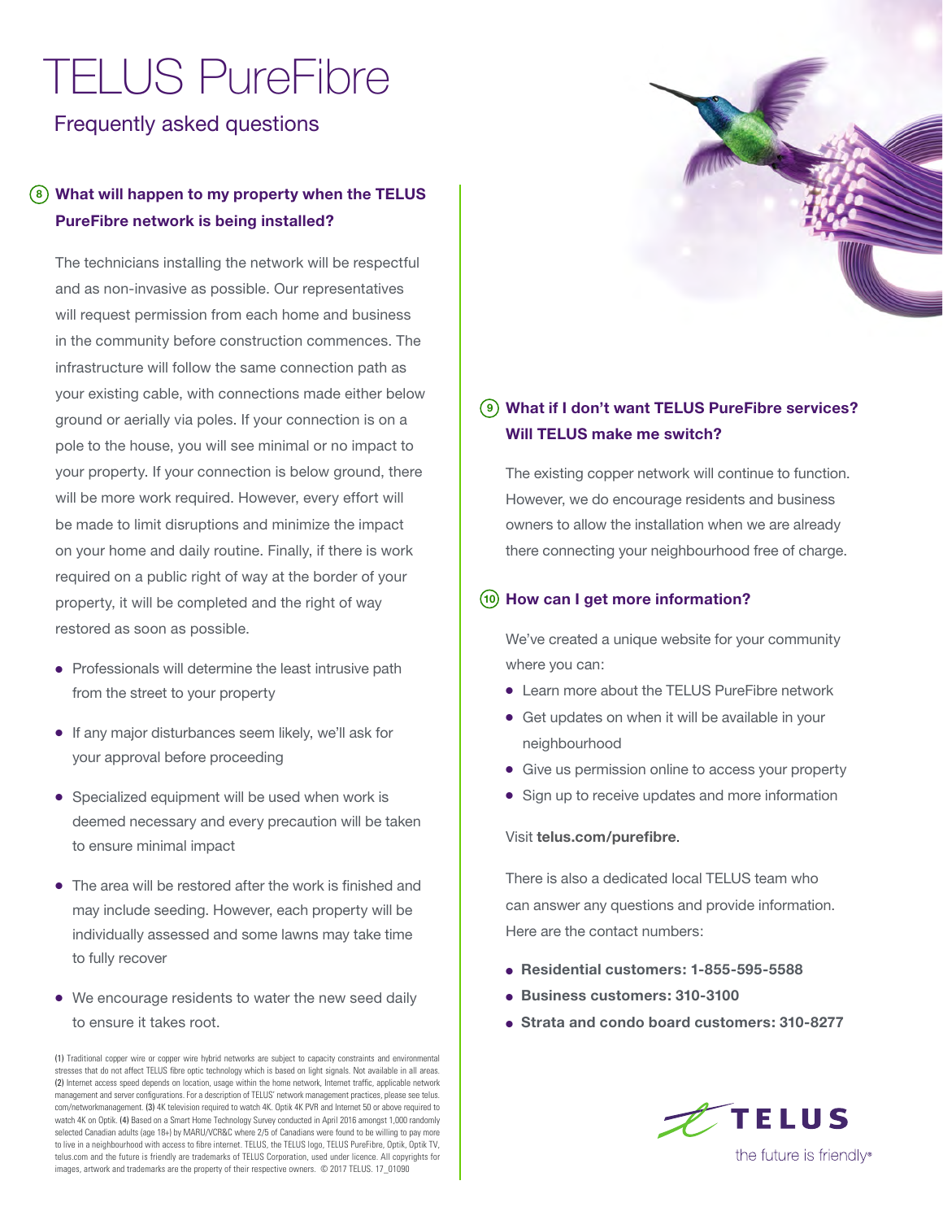# TELUS PureFibre

## Frequently asked questions

### 8 What will happen to my property when the TELUS PureFibre network is being installed?

The technicians installing the network will be respectful and as non-invasive as possible. Our representatives will request permission from each home and business in the community before construction commences. The infrastructure will follow the same connection path as your existing cable, with connections made either below ground or aerially via poles. If your connection is on a pole to the house, you will see minimal or no impact to your property. If your connection is below ground, there will be more work required. However, every effort will be made to limit disruptions and minimize the impact on your home and daily routine. Finally, if there is work required on a public right of way at the border of your property, it will be completed and the right of way restored as soon as possible.

- Professionals will determine the least intrusive path from the street to your property
- If any major disturbances seem likely, we'll ask for your approval before proceeding
- Specialized equipment will be used when work is deemed necessary and every precaution will be taken to ensure minimal impact
- The area will be restored after the work is finished and may include seeding. However, each property will be individually assessed and some lawns may take time to fully recover
- We encourage residents to water the new seed daily to ensure it takes root.

### 9 What if I don't want TELUS PureFibre services? Will TELUS make me switch?

The existing copper network will continue to function. However, we do encourage residents and business owners to allow the installation when we are already there connecting your neighbourhood free of charge.

### 10 How can I get more information?

We've created a unique website for your community where you can:

- Learn more about the TELUS PureFibre network
- Get updates on when it will be available in your neighbourhood
- Give us permission online to access your property
- Sign up to receive updates and more information

Visit **telus.com/purefibre**.

There is also a dedicated local TELUS team who can answer any questions and provide information. Here are the contact numbers:

- **Residential customers: 1-855-595-5588**
- **Business customers: 310-3100**
- **Strata and condo board customers: 310-8277**

TELUS

the future is friendly®

(1) Traditional copper wire or copper wire hybrid networks are subject to capacity constraints and environmental stresses that do not affect TELUS fibre optic technology which is based on light signals. Not available in all areas. (2) Internet access speed depends on location, usage within the home network, Internet traffic, applicable network management and server configurations. For a description of TELUS' network management practices, please see telus.com/networkmanagement. (3) 4K television required to watch 4K. Optik 4K PVR and Internet 50 or above required to watch 4K on Optik. (4) Based on a Smart Home Technology Survey conducted in April 2016 amongst 1,000 randomly selected Canadian adults (age 18+) by MARU/VCR&C where 2/5 of Canadians were found to be willing to pay more to live in a neighbourhood with access to fibre internet. TELUS, the TELUS logo, TELUS PureFibre, Optik, Optik TV, telus.com and the future is friendly are trademarks of TELUS Corporation, used under licence. All copyrights for images, artwork and trademarks are the property of their respective owners. © 2017 TELUS. 17_01090